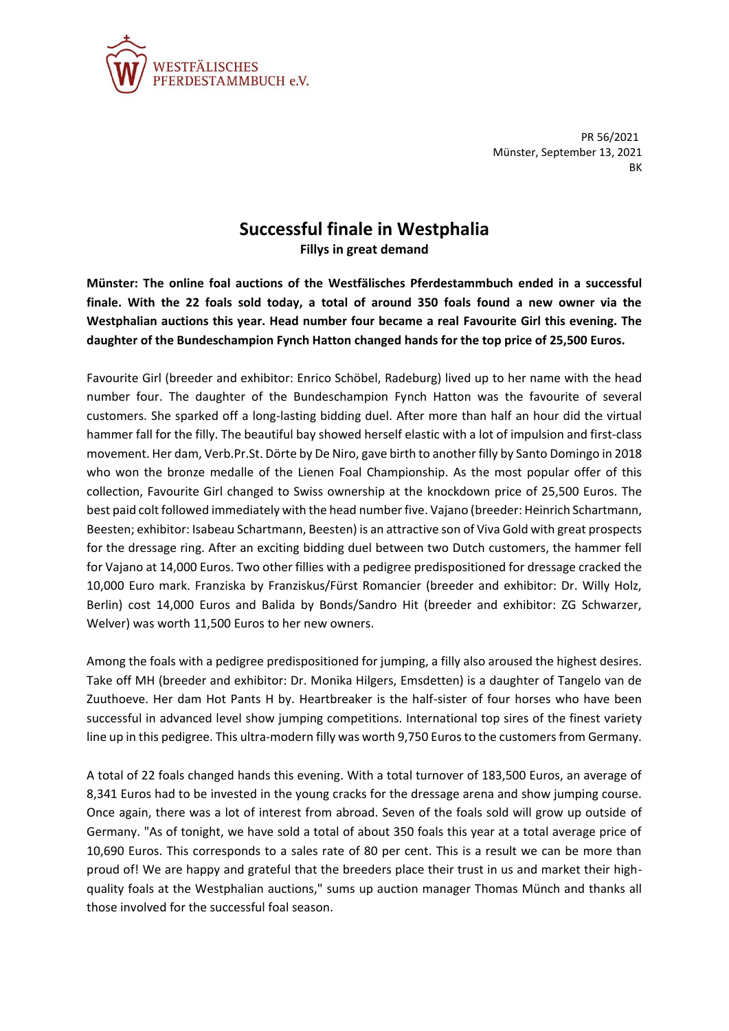WESTFÄLISCHES
PFERDESTAMMBUCH e.V.

PR 56/2021
Münster, September 13, 2021
BK

# Successful finale in Westphalia

**Fillys in great demand**

**Münster: The online foal auctions of the Westfälisches Pferdestammbuch ended in a successful finale. With the 22 foals sold today, a total of around 350 foals found a new owner via the Westphalian auctions this year. Head number four became a real Favourite Girl this evening. The daughter of the Bundeschampion Fynch Hatton changed hands for the top price of 25,500 Euros.**

Favourite Girl (breeder and exhibitor: Enrico Schöbel, Radeburg) lived up to her name with the head number four. The daughter of the Bundeschampion Fynch Hatton was the favourite of several customers. She sparked off a long-lasting bidding duel. After more than half an hour did the virtual hammer fall for the filly. The beautiful bay showed herself elastic with a lot of impulsion and first-class movement. Her dam, Verb.Pr.St. Dörte by De Niro, gave birth to another filly by Santo Domingo in 2018 who won the bronze medalle of the Lienen Foal Championship. As the most popular offer of this collection, Favourite Girl changed to Swiss ownership at the knockdown price of 25,500 Euros. The best paid colt followed immediately with the head number five. Vajano (breeder: Heinrich Schartmann, Beesten; exhibitor: Isabeau Schartmann, Beesten) is an attractive son of Viva Gold with great prospects for the dressage ring. After an exciting bidding duel between two Dutch customers, the hammer fell for Vajano at 14,000 Euros. Two other fillies with a pedigree predispositioned for dressage cracked the 10,000 Euro mark. Franziska by Franziskus/Fürst Romancier (breeder and exhibitor: Dr. Willy Holz, Berlin) cost 14,000 Euros and Balida by Bonds/Sandro Hit (breeder and exhibitor: ZG Schwarzer, Welver) was worth 11,500 Euros to her new owners.

Among the foals with a pedigree predispositioned for jumping, a filly also aroused the highest desires. Take off MH (breeder and exhibitor: Dr. Monika Hilgers, Emsdetten) is a daughter of Tangelo van de Zuuthoeve. Her dam Hot Pants H by. Heartbreaker is the half-sister of four horses who have been successful in advanced level show jumping competitions. International top sires of the finest variety line up in this pedigree. This ultra-modern filly was worth 9,750 Euros to the customers from Germany.

A total of 22 foals changed hands this evening. With a total turnover of 183,500 Euros, an average of 8,341 Euros had to be invested in the young cracks for the dressage arena and show jumping course. Once again, there was a lot of interest from abroad. Seven of the foals sold will grow up outside of Germany. "As of tonight, we have sold a total of about 350 foals this year at a total average price of 10,690 Euros. This corresponds to a sales rate of 80 per cent. This is a result we can be more than proud of! We are happy and grateful that the breeders place their trust in us and market their high-quality foals at the Westphalian auctions," sums up auction manager Thomas Münch and thanks all those involved for the successful foal season.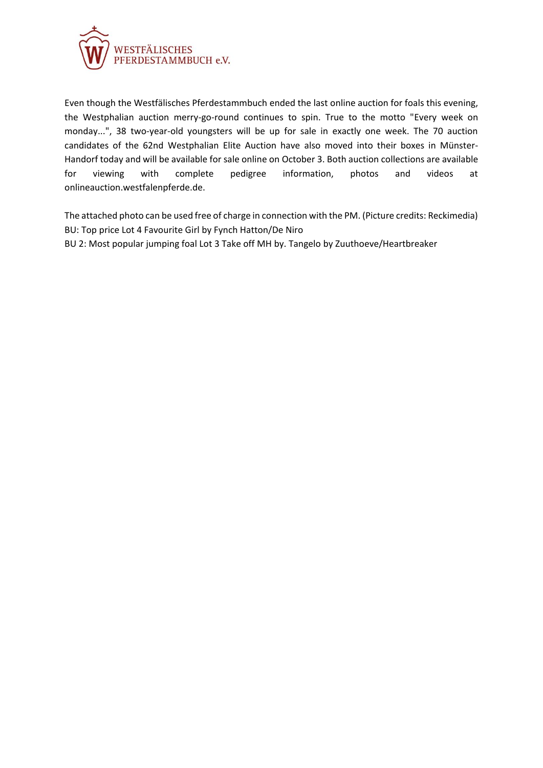Even though the Westfälisches Pferdestammbuch ended the last online auction for foals this evening, the Westphalian auction merry-go-round continues to spin. True to the motto "Every week on monday...", 38 two-year-old youngsters will be up for sale in exactly one week. The 70 auction candidates of the 62nd Westphalian Elite Auction have also moved into their boxes in Münster-Handorf today and will be available for sale online on October 3. Both auction collections are available for viewing with complete pedigree information, photos and videos at onlineauction.westfalenpferde.de.

The attached photo can be used free of charge in connection with the PM. (Picture credits: Reckimedia)
BU: Top price Lot 4 Favourite Girl by Fynch Hatton/De Niro
BU 2: Most popular jumping foal Lot 3 Take off MH by. Tangelo by Zuuthoeve/Heartbreaker